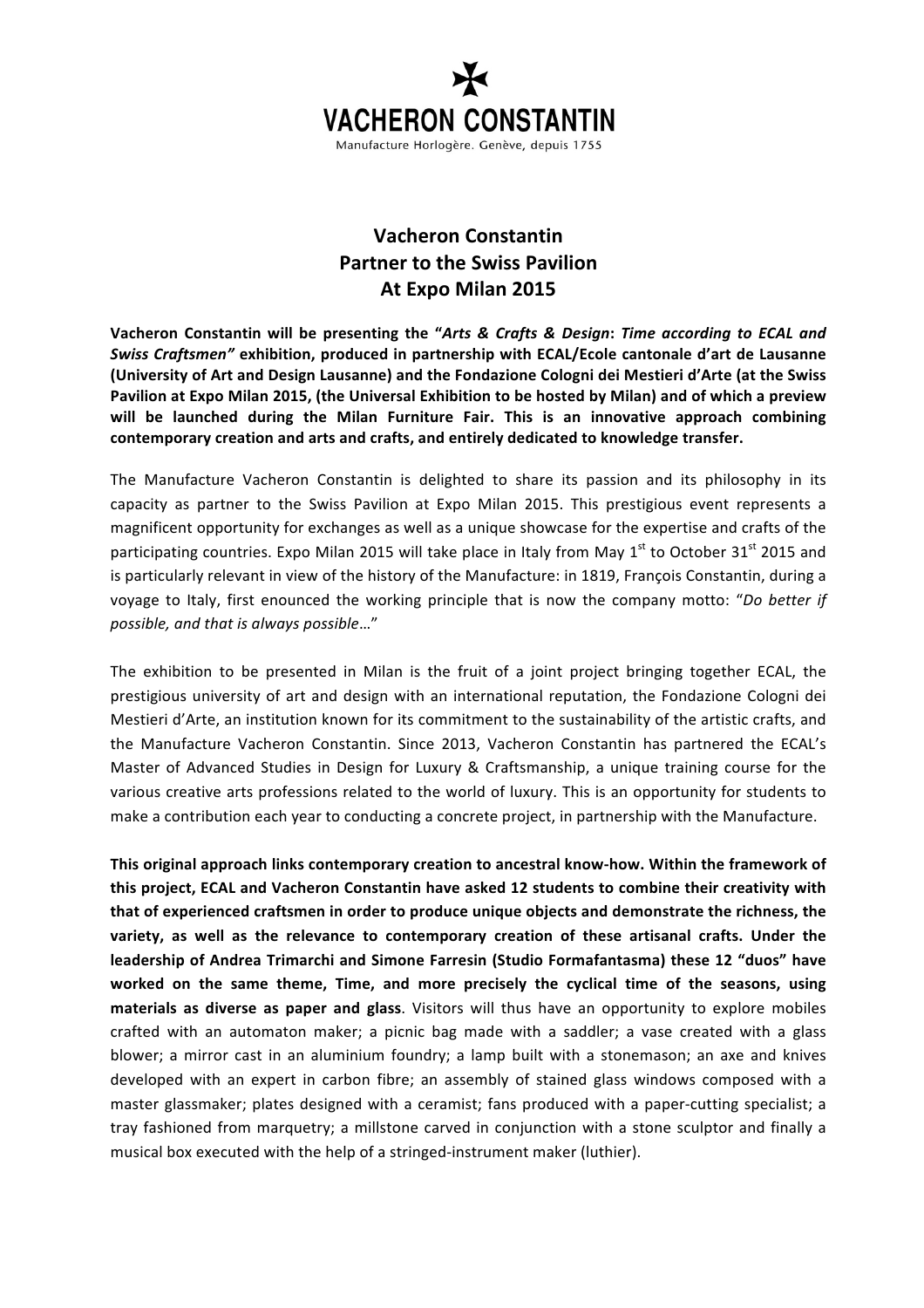VACHERON CONSTANTIN

Manufacture Horlogère. Genève, depuis 1755

# Vacheron Constantin
# Partner to the Swiss Pavilion
# At Expo Milan 2015

**Vacheron Constantin will be presenting the "*Arts & Crafts & Design*: *Time according to ECAL and Swiss Craftsmen*" exhibition, produced in partnership with ECAL/Ecole cantonale d'art de Lausanne (University of Art and Design Lausanne) and the Fondazione Cologni dei Mestieri d'Arte (at the Swiss Pavilion at Expo Milan 2015, (the Universal Exhibition to be hosted by Milan) and of which a preview will be launched during the Milan Furniture Fair. This is an innovative approach combining contemporary creation and arts and crafts, and entirely dedicated to knowledge transfer.**

The Manufacture Vacheron Constantin is delighted to share its passion and its philosophy in its capacity as partner to the Swiss Pavilion at Expo Milan 2015. This prestigious event represents a magnificent opportunity for exchanges as well as a unique showcase for the expertise and crafts of the participating countries. Expo Milan 2015 will take place in Italy from May 1st to October 31st 2015 and is particularly relevant in view of the history of the Manufacture: in 1819, François Constantin, during a voyage to Italy, first enounced the working principle that is now the company motto: "*Do better if possible, and that is always possible…*"

The exhibition to be presented in Milan is the fruit of a joint project bringing together ECAL, the prestigious university of art and design with an international reputation, the Fondazione Cologni dei Mestieri d'Arte, an institution known for its commitment to the sustainability of the artistic crafts, and the Manufacture Vacheron Constantin. Since 2013, Vacheron Constantin has partnered the ECAL's Master of Advanced Studies in Design for Luxury & Craftsmanship, a unique training course for the various creative arts professions related to the world of luxury. This is an opportunity for students to make a contribution each year to conducting a concrete project, in partnership with the Manufacture.

**This original approach links contemporary creation to ancestral know-how. Within the framework of this project, ECAL and Vacheron Constantin have asked 12 students to combine their creativity with that of experienced craftsmen in order to produce unique objects and demonstrate the richness, the variety, as well as the relevance to contemporary creation of these artisanal crafts. Under the leadership of Andrea Trimarchi and Simone Farresin (Studio Formafantasma) these 12 "duos" have worked on the same theme, Time, and more precisely the cyclical time of the seasons, using materials as diverse as paper and glass**. Visitors will thus have an opportunity to explore mobiles crafted with an automaton maker; a picnic bag made with a saddler; a vase created with a glass blower; a mirror cast in an aluminium foundry; a lamp built with a stonemason; an axe and knives developed with an expert in carbon fibre; an assembly of stained glass windows composed with a master glassmaker; plates designed with a ceramist; fans produced with a paper-cutting specialist; a tray fashioned from marquetry; a millstone carved in conjunction with a stone sculptor and finally a musical box executed with the help of a stringed-instrument maker (luthier).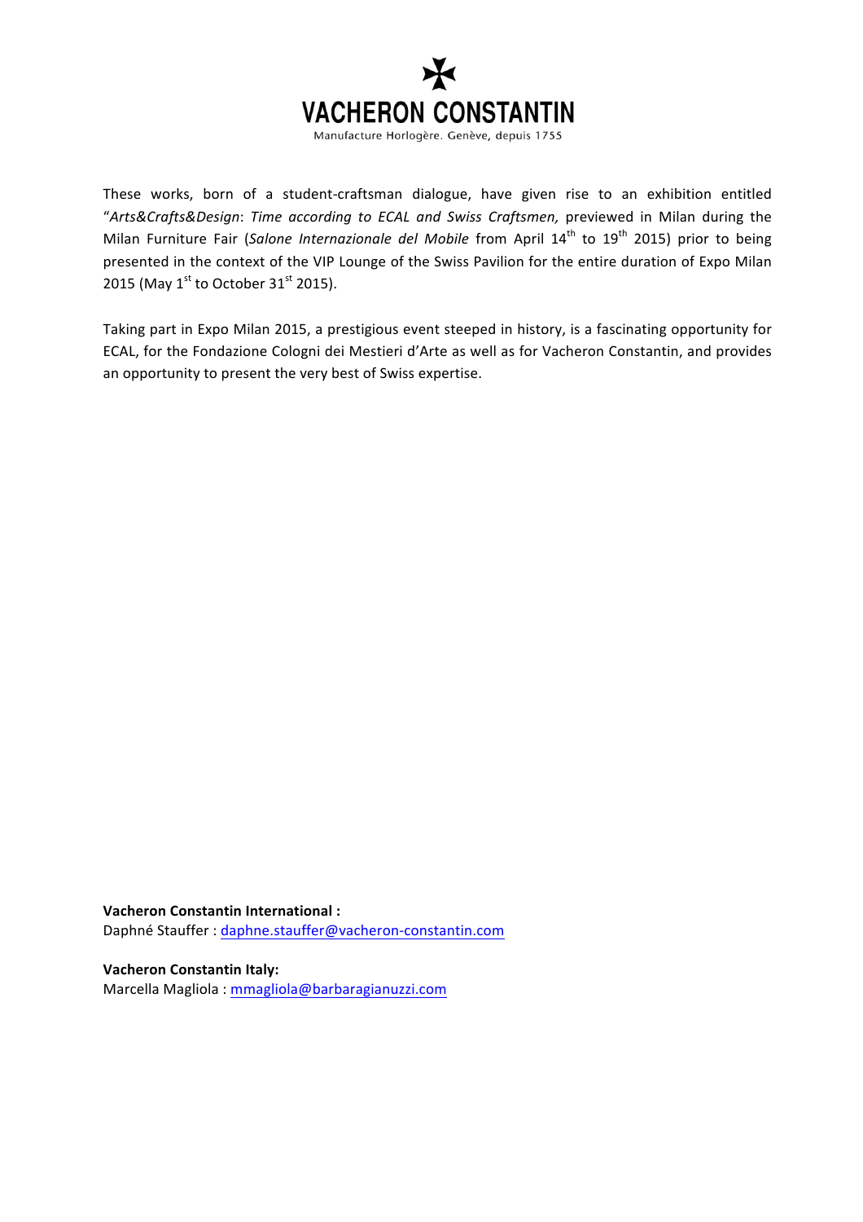These works, born of a student-craftsman dialogue, have given rise to an exhibition entitled "*Arts&Crafts&Design*: *Time according to ECAL and Swiss Craftsmen,* previewed in Milan during the Milan Furniture Fair (*Salone Internazionale del Mobile* from April 14th to 19th 2015) prior to being presented in the context of the VIP Lounge of the Swiss Pavilion for the entire duration of Expo Milan 2015 (May 1st to October 31st 2015).

Taking part in Expo Milan 2015, a prestigious event steeped in history, is a fascinating opportunity for ECAL, for the Fondazione Cologni dei Mestieri d'Arte as well as for Vacheron Constantin, and provides an opportunity to present the very best of Swiss expertise.

**Vacheron Constantin International :**
Daphné Stauffer : daphne.stauffer@vacheron-constantin.com

**Vacheron Constantin Italy:**
Marcella Magliola : mmagliola@barbaragianuzzi.com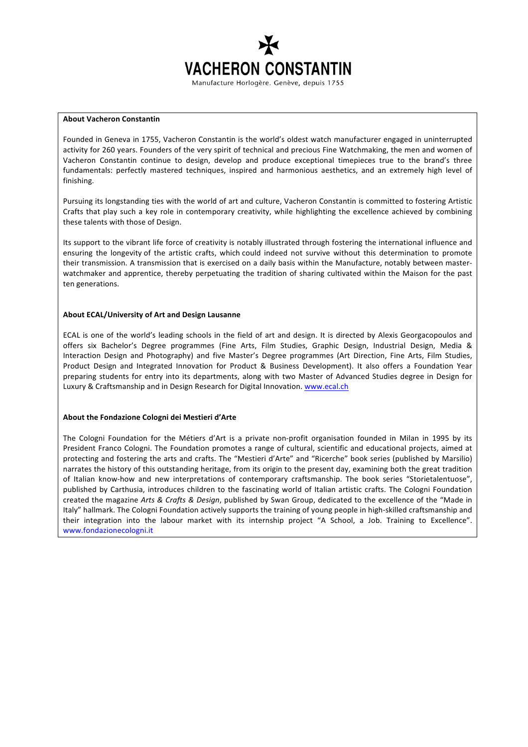**VACHERON CONSTANTIN**

Manufacture Horlogère. Genève, depuis 1755

**About Vacheron Constantin**

Founded in Geneva in 1755, Vacheron Constantin is the world's oldest watch manufacturer engaged in uninterrupted activity for 260 years. Founders of the very spirit of technical and precious Fine Watchmaking, the men and women of Vacheron Constantin continue to design, develop and produce exceptional timepieces true to the brand's three fundamentals: perfectly mastered techniques, inspired and harmonious aesthetics, and an extremely high level of finishing.

Pursuing its longstanding ties with the world of art and culture, Vacheron Constantin is committed to fostering Artistic Crafts that play such a key role in contemporary creativity, while highlighting the excellence achieved by combining these talents with those of Design.

Its support to the vibrant life force of creativity is notably illustrated through fostering the international influence and ensuring the longevity of the artistic crafts, which could indeed not survive without this determination to promote their transmission. A transmission that is exercised on a daily basis within the Manufacture, notably between master-watchmaker and apprentice, thereby perpetuating the tradition of sharing cultivated within the Maison for the past ten generations.

**About ECAL/University of Art and Design Lausanne**

ECAL is one of the world's leading schools in the field of art and design. It is directed by Alexis Georgacopoulos and offers six Bachelor's Degree programmes (Fine Arts, Film Studies, Graphic Design, Industrial Design, Media & Interaction Design and Photography) and five Master's Degree programmes (Art Direction, Fine Arts, Film Studies, Product Design and Integrated Innovation for Product & Business Development). It also offers a Foundation Year preparing students for entry into its departments, along with two Master of Advanced Studies degree in Design for Luxury & Craftsmanship and in Design Research for Digital Innovation. www.ecal.ch

**About the Fondazione Cologni dei Mestieri d'Arte**

The Cologni Foundation for the Métiers d'Art is a private non-profit organisation founded in Milan in 1995 by its President Franco Cologni. The Foundation promotes a range of cultural, scientific and educational projects, aimed at protecting and fostering the arts and crafts. The "Mestieri d'Arte" and "Ricerche" book series (published by Marsilio) narrates the history of this outstanding heritage, from its origin to the present day, examining both the great tradition of Italian know-how and new interpretations of contemporary craftsmanship. The book series "Storietalentuose", published by Carthusia, introduces children to the fascinating world of Italian artistic crafts. The Cologni Foundation created the magazine *Arts & Crafts & Design*, published by Swan Group, dedicated to the excellence of the "Made in Italy" hallmark. The Cologni Foundation actively supports the training of young people in high-skilled craftsmanship and their integration into the labour market with its internship project "A School, a Job. Training to Excellence". www.fondazionecologni.it